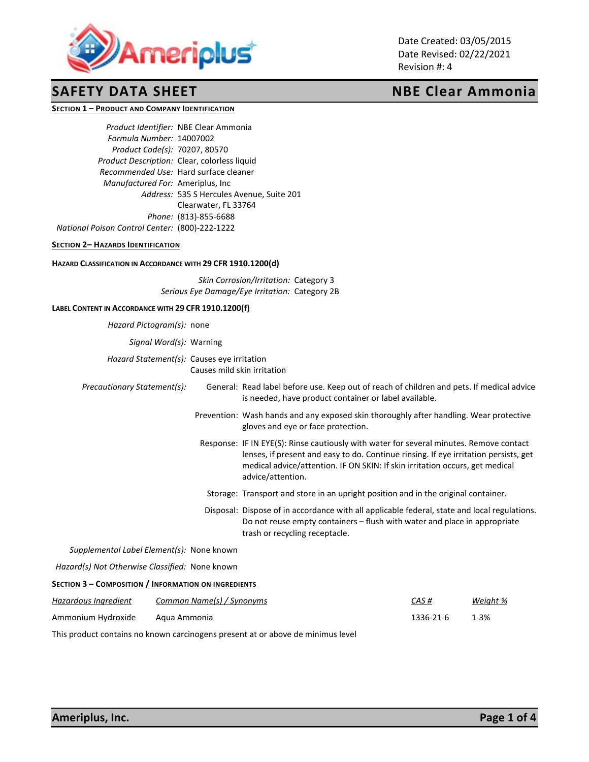Date Created: 03/05/2015
Date Revised: 02/22/2021
Revision #: 4

# SAFETY DATA SHEET — NBE Clear Ammonia

## Section 1 – Product and Company Identification

*Product Identifier:* NBE Clear Ammonia
*Formula Number:* 14007002
*Product Code(s):* 70207, 80570
*Product Description:* Clear, colorless liquid
*Recommended Use:* Hard surface cleaner
*Manufactured For:* Ameriplus, Inc
*Address:* 535 S Hercules Avenue, Suite 201
Clearwater, FL 33764
*Phone:* (813)-855-6688
*National Poison Control Center:* (800)-222-1222

## Section 2– Hazards Identification

### Hazard Classification in Accordance with 29 CFR 1910.1200(d)

*Skin Corrosion/Irritation:* Category 3
*Serious Eye Damage/Eye Irritation:* Category 2B

### Label Content in Accordance with 29 CFR 1910.1200(f)

*Hazard Pictogram(s):* none

*Signal Word(s):* Warning

*Hazard Statement(s):* Causes eye irritation
Causes mild skin irritation

*Precautionary Statement(s):*

General: Read label before use. Keep out of reach of children and pets. If medical advice is needed, have product container or label available.

Prevention: Wash hands and any exposed skin thoroughly after handling. Wear protective gloves and eye or face protection.

Response: IF IN EYE(S): Rinse cautiously with water for several minutes. Remove contact lenses, if present and easy to do. Continue rinsing. If eye irritation persists, get medical advice/attention. IF ON SKIN: If skin irritation occurs, get medical advice/attention.

Storage: Transport and store in an upright position and in the original container.

Disposal: Dispose of in accordance with all applicable federal, state and local regulations. Do not reuse empty containers – flush with water and place in appropriate trash or recycling receptacle.

*Supplemental Label Element(s):* None known

*Hazard(s) Not Otherwise Classified:* None known

## Section 3 – Composition / Information on Ingredients

| *Hazardous Ingredient* | *Common Name(s) / Synonyms* | *CAS #* | *Weight %* |
|---|---|---|---|
| Ammonium Hydroxide | Aqua Ammonia | 1336-21-6 | 1-3% |

This product contains no known carcinogens present at or above de minimus level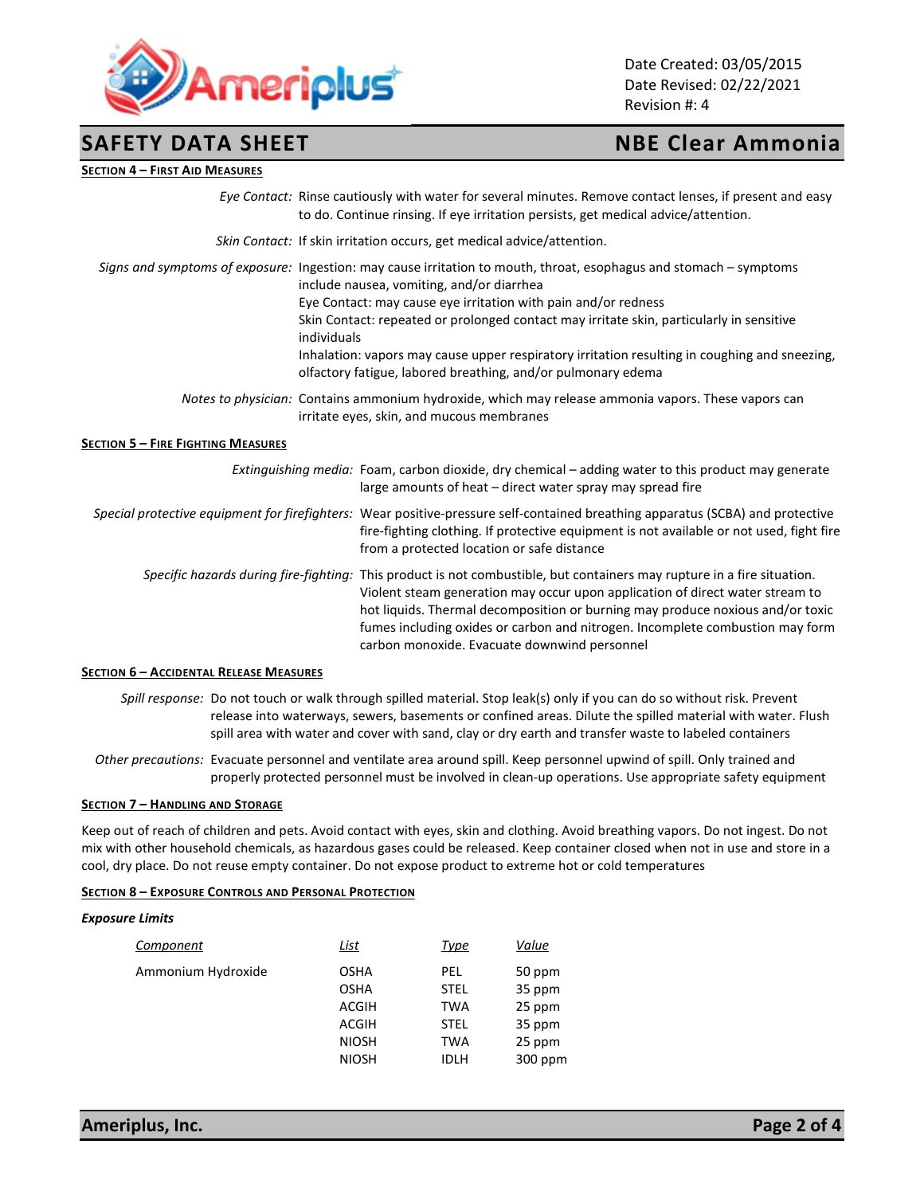## Section 4 – First Aid Measures

*Eye Contact:* Rinse cautiously with water for several minutes. Remove contact lenses, if present and easy to do. Continue rinsing. If eye irritation persists, get medical advice/attention.

*Skin Contact:* If skin irritation occurs, get medical advice/attention.

*Signs and symptoms of exposure:* Ingestion: may cause irritation to mouth, throat, esophagus and stomach – symptoms include nausea, vomiting, and/or diarrhea
Eye Contact: may cause eye irritation with pain and/or redness
Skin Contact: repeated or prolonged contact may irritate skin, particularly in sensitive individuals
Inhalation: vapors may cause upper respiratory irritation resulting in coughing and sneezing, olfactory fatigue, labored breathing, and/or pulmonary edema

*Notes to physician:* Contains ammonium hydroxide, which may release ammonia vapors. These vapors can irritate eyes, skin, and mucous membranes

## Section 5 – Fire Fighting Measures

*Extinguishing media:* Foam, carbon dioxide, dry chemical – adding water to this product may generate large amounts of heat – direct water spray may spread fire

*Special protective equipment for firefighters:* Wear positive-pressure self-contained breathing apparatus (SCBA) and protective fire-fighting clothing. If protective equipment is not available or not used, fight fire from a protected location or safe distance

*Specific hazards during fire-fighting:* This product is not combustible, but containers may rupture in a fire situation. Violent steam generation may occur upon application of direct water stream to hot liquids. Thermal decomposition or burning may produce noxious and/or toxic fumes including oxides or carbon and nitrogen. Incomplete combustion may form carbon monoxide. Evacuate downwind personnel

## Section 6 – Accidental Release Measures

*Spill response:* Do not touch or walk through spilled material. Stop leak(s) only if you can do so without risk. Prevent release into waterways, sewers, basements or confined areas. Dilute the spilled material with water. Flush spill area with water and cover with sand, clay or dry earth and transfer waste to labeled containers

*Other precautions:* Evacuate personnel and ventilate area around spill. Keep personnel upwind of spill. Only trained and properly protected personnel must be involved in clean-up operations. Use appropriate safety equipment

## Section 7 – Handling and Storage

Keep out of reach of children and pets. Avoid contact with eyes, skin and clothing. Avoid breathing vapors. Do not ingest. Do not mix with other household chemicals, as hazardous gases could be released. Keep container closed when not in use and store in a cool, dry place. Do not reuse empty container. Do not expose product to extreme hot or cold temperatures

## Section 8 – Exposure Controls and Personal Protection

***Exposure Limits***

| Component | List | Type | Value |
|---|---|---|---|
| Ammonium Hydroxide | OSHA | PEL | 50 ppm |
| | OSHA | STEL | 35 ppm |
| | ACGIH | TWA | 25 ppm |
| | ACGIH | STEL | 35 ppm |
| | NIOSH | TWA | 25 ppm |
| | NIOSH | IDLH | 300 ppm |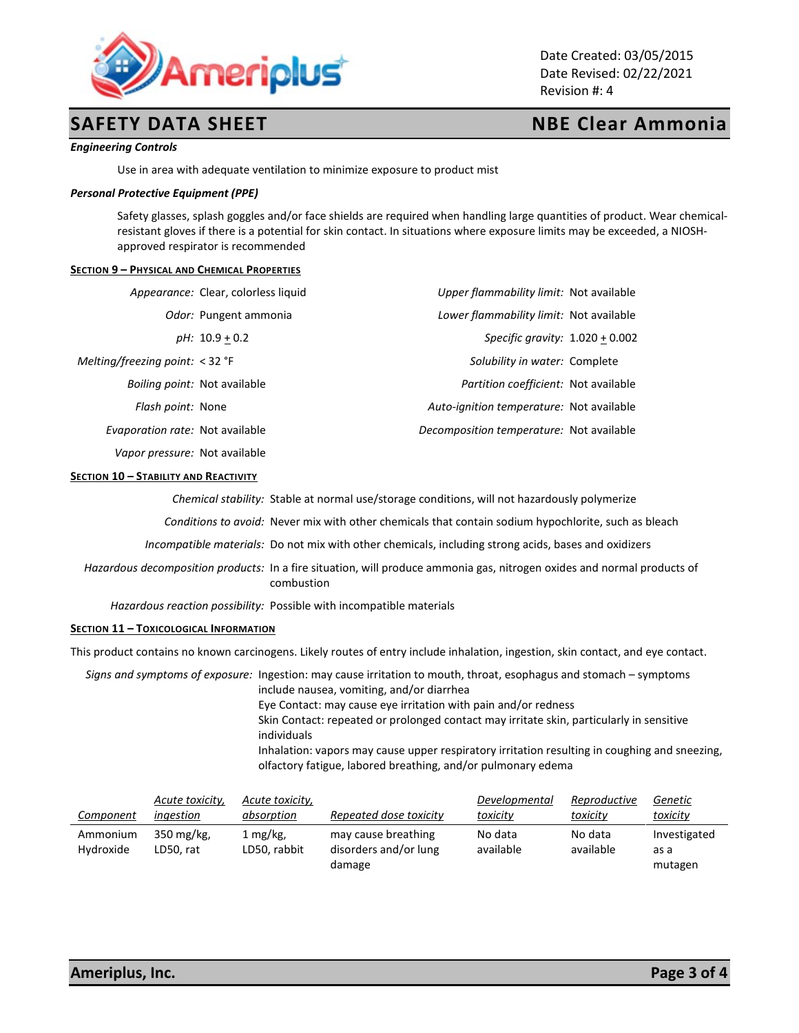**SAFETY DATA SHEET** — **NBE Clear Ammonia**

Date Created: 03/05/2015
Date Revised: 02/22/2021
Revision #: 4

***Engineering Controls***

Use in area with adequate ventilation to minimize exposure to product mist

***Personal Protective Equipment (PPE)***

Safety glasses, splash goggles and/or face shields are required when handling large quantities of product. Wear chemical-resistant gloves if there is a potential for skin contact. In situations where exposure limits may be exceeded, a NIOSH-approved respirator is recommended

## Section 9 – Physical and Chemical Properties

| Property | Value | Property | Value |
|---|---|---|---|
| *Appearance:* | Clear, colorless liquid | *Upper flammability limit:* | Not available |
| *Odor:* | Pungent ammonia | *Lower flammability limit:* | Not available |
| *pH:* | 10.9 ± 0.2 | *Specific gravity:* | 1.020 ± 0.002 |
| *Melting/freezing point:* | < 32 °F | *Solubility in water:* | Complete |
| *Boiling point:* | Not available | *Partition coefficient:* | Not available |
| *Flash point:* | None | *Auto-ignition temperature:* | Not available |
| *Evaporation rate:* | Not available | *Decomposition temperature:* | Not available |
| *Vapor pressure:* | Not available | | |

## Section 10 – Stability and Reactivity

*Chemical stability:* Stable at normal use/storage conditions, will not hazardously polymerize

*Conditions to avoid:* Never mix with other chemicals that contain sodium hypochlorite, such as bleach

*Incompatible materials:* Do not mix with other chemicals, including strong acids, bases and oxidizers

*Hazardous decomposition products:* In a fire situation, will produce ammonia gas, nitrogen oxides and normal products of combustion

*Hazardous reaction possibility:* Possible with incompatible materials

## Section 11 – Toxicological Information

This product contains no known carcinogens. Likely routes of entry include inhalation, ingestion, skin contact, and eye contact.

*Signs and symptoms of exposure:*
Ingestion: may cause irritation to mouth, throat, esophagus and stomach – symptoms include nausea, vomiting, and/or diarrhea
Eye Contact: may cause eye irritation with pain and/or redness
Skin Contact: repeated or prolonged contact may irritate skin, particularly in sensitive individuals
Inhalation: vapors may cause upper respiratory irritation resulting in coughing and sneezing, olfactory fatigue, labored breathing, and/or pulmonary edema

| *Component* | *Acute toxicity, ingestion* | *Acute toxicity, absorption* | *Repeated dose toxicity* | *Developmental toxicity* | *Reproductive toxicity* | *Genetic toxicity* |
|---|---|---|---|---|---|---|
| Ammonium Hydroxide | 350 mg/kg, LD50, rat | 1 mg/kg, LD50, rabbit | may cause breathing disorders and/or lung damage | No data available | No data available | Investigated as a mutagen |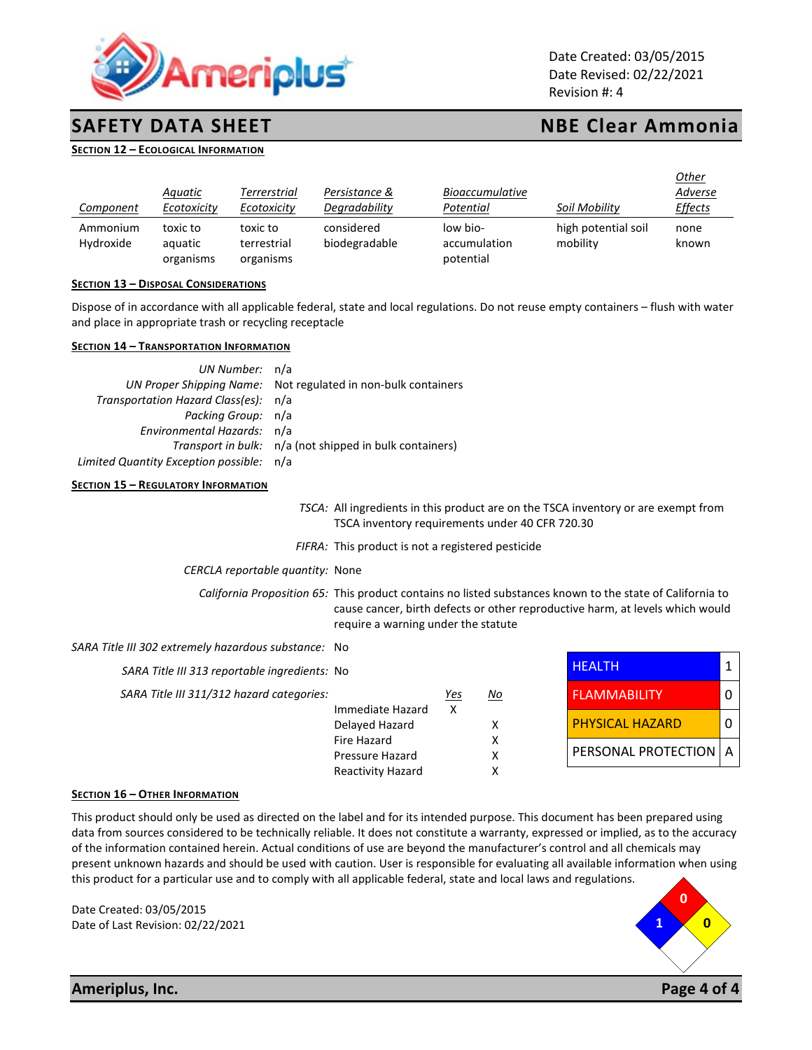Date Created: 03/05/2015
Date Revised: 02/22/2021
Revision #: 4

# SAFETY DATA SHEET — NBE Clear Ammonia

## Section 12 – Ecological Information

| *Component* | *Aquatic Ecotoxicity* | *Terrerstrial Ecotoxicity* | *Persistance & Degradability* | *Bioaccumulative Potential* | *Soil Mobility* | *Other Adverse Effects* |
|---|---|---|---|---|---|---|
| Ammonium Hydroxide | toxic to aquatic organisms | toxic to terrestrial organisms | considered biodegradable | low bio-accumulation potential | high potential soil mobility | none known |

## Section 13 – Disposal Considerations

Dispose of in accordance with all applicable federal, state and local regulations. Do not reuse empty containers – flush with water and place in appropriate trash or recycling receptacle

## Section 14 – Transportation Information

*UN Number:* n/a
*UN Proper Shipping Name:* Not regulated in non-bulk containers
*Transportation Hazard Class(es):* n/a
*Packing Group:* n/a
*Environmental Hazards:* n/a
*Transport in bulk:* n/a (not shipped in bulk containers)
*Limited Quantity Exception possible:* n/a

## Section 15 – Regulatory Information

*TSCA:* All ingredients in this product are on the TSCA inventory or are exempt from TSCA inventory requirements under 40 CFR 720.30

*FIFRA:* This product is not a registered pesticide

*CERCLA reportable quantity:* None

*California Proposition 65:* This product contains no listed substances known to the state of California to cause cancer, birth defects or other reproductive harm, at levels which would require a warning under the statute

*SARA Title III 302 extremely hazardous substance:* No

*SARA Title III 313 reportable ingredients:* No

*SARA Title III 311/312 hazard categories:*

| | *Yes* | *No* |
|---|---|---|
| Immediate Hazard | X | |
| Delayed Hazard | | X |
| Fire Hazard | | X |
| Pressure Hazard | | X |
| Reactivity Hazard | | X |

| | |
|---|---|
| HEALTH | 1 |
| FLAMMABILITY | 0 |
| PHYSICAL HAZARD | 0 |
| PERSONAL PROTECTION | A |

## Section 16 – Other Information

This product should only be used as directed on the label and for its intended purpose. This document has been prepared using data from sources considered to be technically reliable. It does not constitute a warranty, expressed or implied, as to the accuracy of the information contained herein. Actual conditions of use are beyond the manufacturer's control and all chemicals may present unknown hazards and should be used with caution. User is responsible for evaluating all available information when using this product for a particular use and to comply with all applicable federal, state and local laws and regulations.

Date Created: 03/05/2015
Date of Last Revision: 02/22/2021

0
1 0

Ameriplus, Inc.